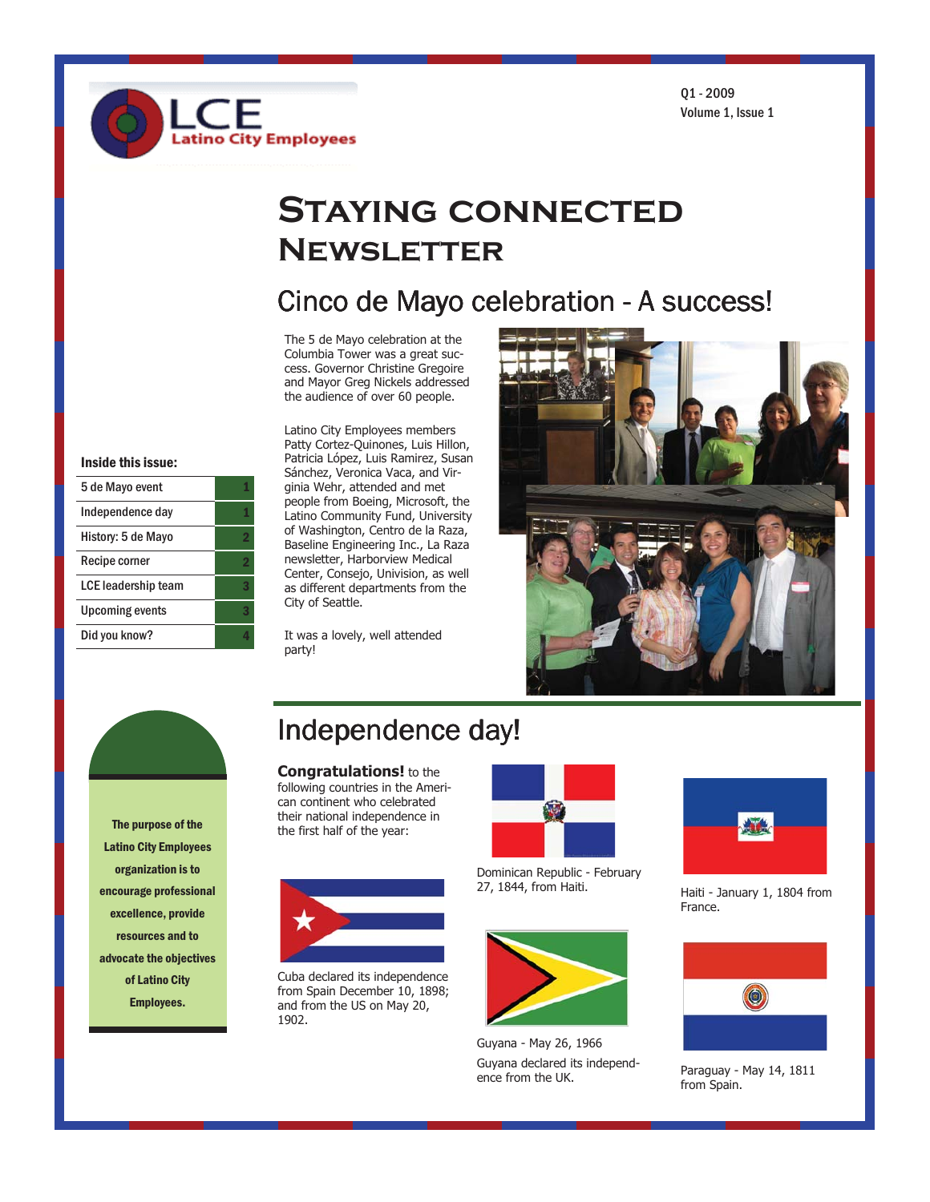LCE Latino City Employees

Q1 - 2009
Volume 1, Issue 1

# Staying connected Newsletter

## Cinco de Mayo celebration - A success!

The 5 de Mayo celebration at the Columbia Tower was a great success. Governor Christine Gregoire and Mayor Greg Nickels addressed the audience of over 60 people.

Latino City Employees members Patty Cortez-Quinones, Luis Hillon, Patricia López, Luis Ramirez, Susan Sánchez, Veronica Vaca, and Virginia Wehr, attended and met people from Boeing, Microsoft, the Latino Community Fund, University of Washington, Centro de la Raza, Baseline Engineering Inc., La Raza newsletter, Harborview Medical Center, Consejo, Univision, as well as different departments from the City of Seattle.

It was a lovely, well attended party!

**Inside this issue:**

| | |
|---|---|
| 5 de Mayo event | 1 |
| Independence day | 1 |
| History: 5 de Mayo | 2 |
| Recipe corner | 2 |
| LCE leadership team | 3 |
| Upcoming events | 3 |
| Did you know? | 4 |

**The purpose of the Latino City Employees organization is to encourage professional excellence, provide resources and to advocate the objectives of Latino City Employees.**

## Independence day!

**Congratulations!** to the following countries in the American continent who celebrated their national independence in the first half of the year:

Dominican Republic - February 27, 1844, from Haiti.

Haiti - January 1, 1804 from France.

Cuba declared its independence from Spain December 10, 1898; and from the US on May 20, 1902.

Guyana - May 26, 1966

Guyana declared its independence from the UK.

Paraguay - May 14, 1811 from Spain.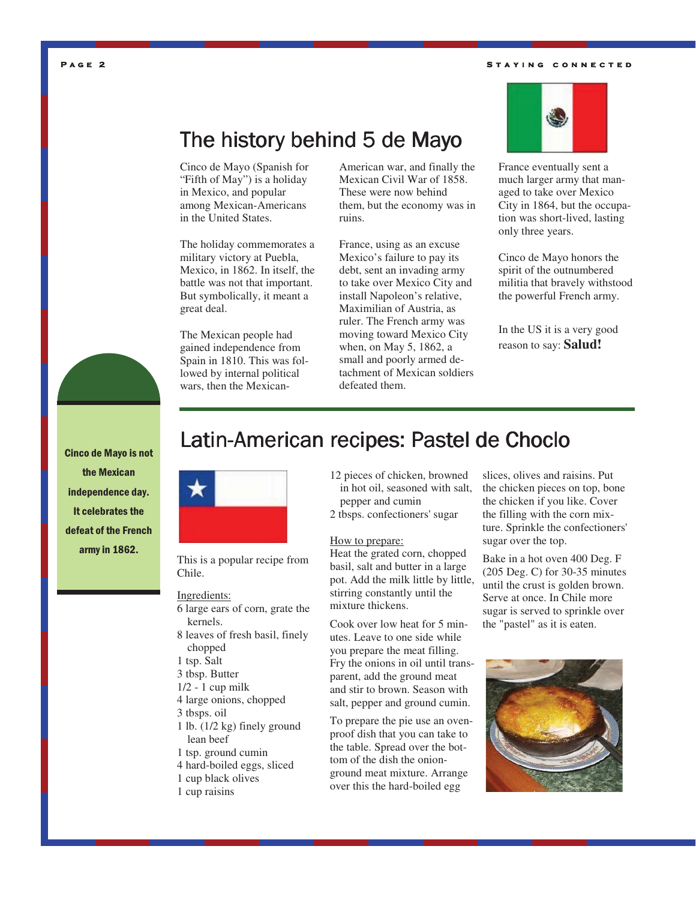# The history behind 5 de Mayo

Cinco de Mayo (Spanish for "Fifth of May") is a holiday in Mexico, and popular among Mexican-Americans in the United States.

The holiday commemorates a military victory at Puebla, Mexico, in 1862. In itself, the battle was not that important. But symbolically, it meant a great deal.

The Mexican people had gained independence from Spain in 1810. This was followed by internal political wars, then the Mexican-American war, and finally the Mexican Civil War of 1858. These were now behind them, but the economy was in ruins.

France, using as an excuse Mexico's failure to pay its debt, sent an invading army to take over Mexico City and install Napoleon's relative, Maximilian of Austria, as ruler. The French army was moving toward Mexico City when, on May 5, 1862, a small and poorly armed detachment of Mexican soldiers defeated them.

France eventually sent a much larger army that managed to take over Mexico City in 1864, but the occupation was short-lived, lasting only three years.

Cinco de Mayo honors the spirit of the outnumbered militia that bravely withstood the powerful French army.

In the US it is a very good reason to say: **Salud!**

**Cinco de Mayo is not the Mexican independence day. It celebrates the defeat of the French army in 1862.**

# Latin-American recipes: Pastel de Choclo

This is a popular recipe from Chile.

Ingredients:

- 6 large ears of corn, grate the kernels.
- 8 leaves of fresh basil, finely chopped
- 1 tsp. Salt
- 3 tbsp. Butter
- 1/2 - 1 cup milk
- 4 large onions, chopped
- 3 tbsps. oil
- 1 lb. (1/2 kg) finely ground lean beef
- 1 tsp. ground cumin
- 4 hard-boiled eggs, sliced
- 1 cup black olives
- 1 cup raisins
- 12 pieces of chicken, browned in hot oil, seasoned with salt, pepper and cumin
- 2 tbsps. confectioners' sugar

How to prepare:

Heat the grated corn, chopped basil, salt and butter in a large pot. Add the milk little by little, stirring constantly until the mixture thickens.

Cook over low heat for 5 minutes. Leave to one side while you prepare the meat filling. Fry the onions in oil until transparent, add the ground meat and stir to brown. Season with salt, pepper and ground cumin.

To prepare the pie use an oven-proof dish that you can take to the table. Spread over the bottom of the dish the onion-ground meat mixture. Arrange over this the hard-boiled egg slices, olives and raisins. Put the chicken pieces on top, bone the chicken if you like. Cover the filling with the corn mixture. Sprinkle the confectioners' sugar over the top.

Bake in a hot oven 400 Deg. F (205 Deg. C) for 30-35 minutes until the crust is golden brown. Serve at once. In Chile more sugar is served to sprinkle over the "pastel" as it is eaten.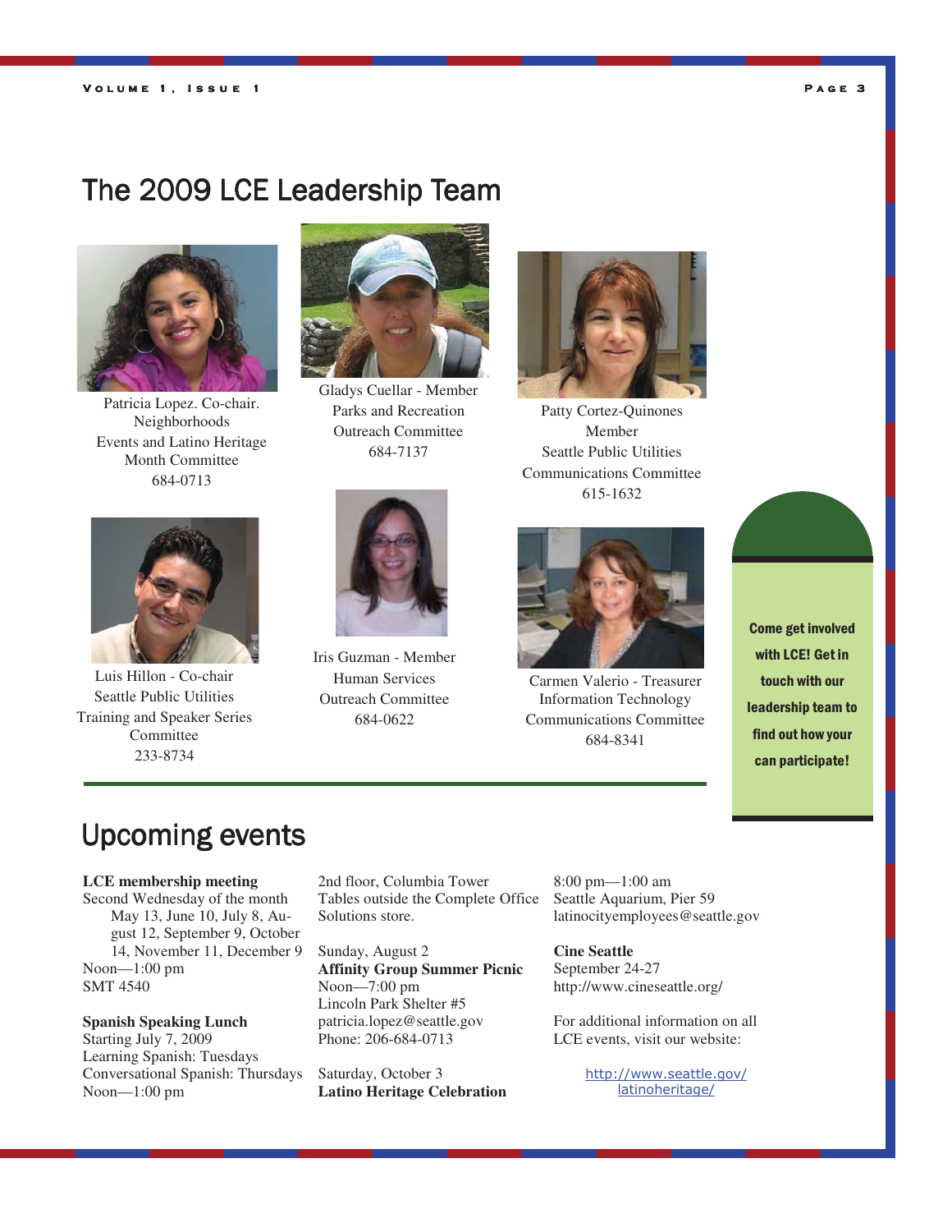# The 2009 LCE Leadership Team

Patricia Lopez. Co-chair.
Neighborhoods
Events and Latino Heritage Month Committee
684-0713

Gladys Cuellar - Member
Parks and Recreation
Outreach Committee
684-7137

Patty Cortez-Quinones
Member
Seattle Public Utilities
Communications Committee
615-1632

Luis Hillon - Co-chair
Seattle Public Utilities
Training and Speaker Series Committee
233-8734

Iris Guzman - Member
Human Services
Outreach Committee
684-0622

Carmen Valerio - Treasurer
Information Technology
Communications Committee
684-8341

**Come get involved with LCE! Get in touch with our leadership team to find out how your can participate!**

# Upcoming events

**LCE membership meeting**
Second Wednesday of the month
May 13, June 10, July 8, August 12, September 9, October 14, November 11, December 9
Noon—1:00 pm
SMT 4540

**Spanish Speaking Lunch**
Starting July 7, 2009
Learning Spanish: Tuesdays
Conversational Spanish: Thursdays
Noon—1:00 pm
2nd floor, Columbia Tower
Tables outside the Complete Office Solutions store.

Sunday, August 2
**Affinity Group Summer Picnic**
Noon—7:00 pm
Lincoln Park Shelter #5
patricia.lopez@seattle.gov
Phone: 206-684-0713

Saturday, October 3
**Latino Heritage Celebration**
8:00 pm—1:00 am
Seattle Aquarium, Pier 59
latinocityemployees@seattle.gov

**Cine Seattle**
September 24-27
http://www.cineseattle.org/

For additional information on all LCE events, visit our website:

http://www.seattle.gov/latinoheritage/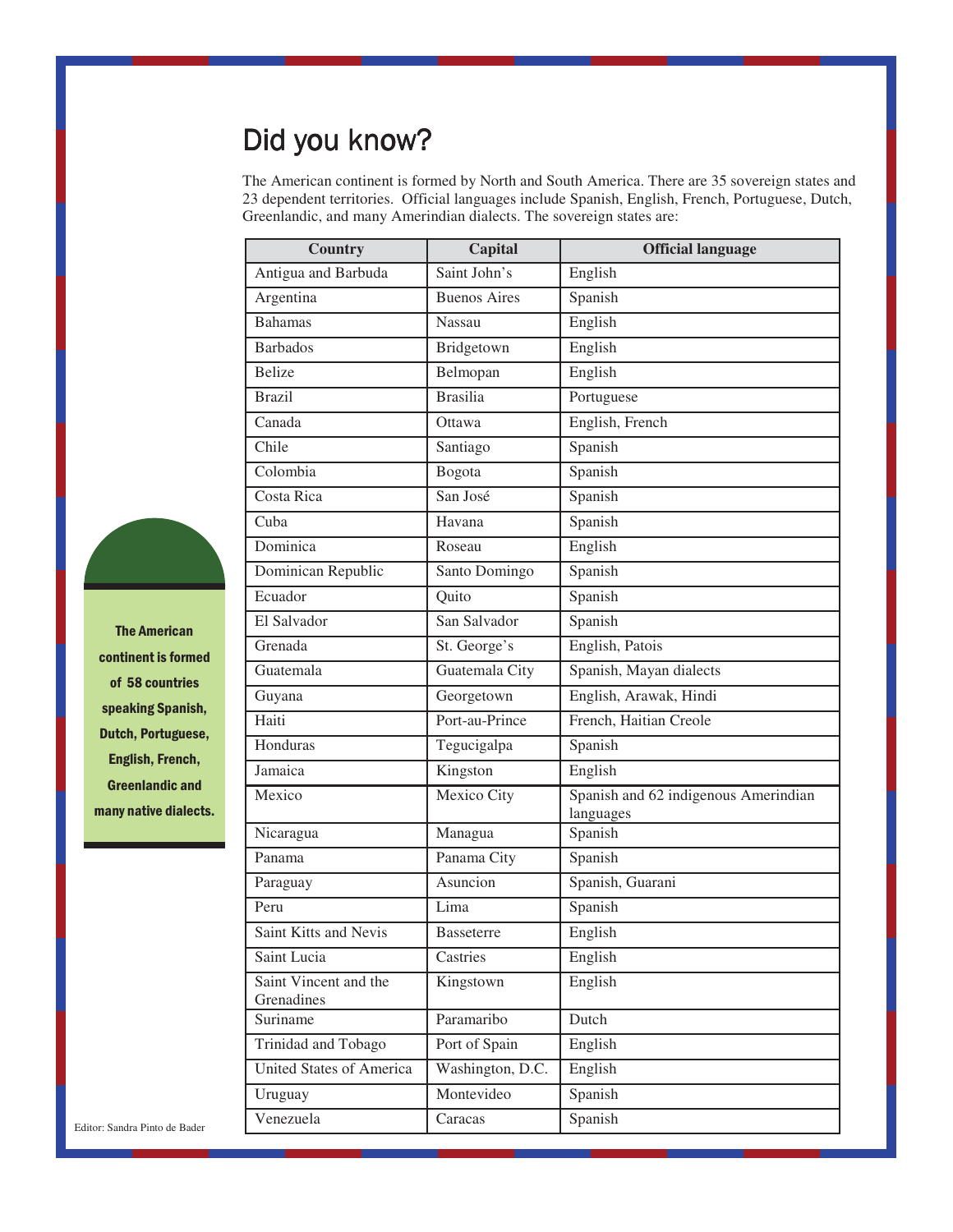# Did you know?

The American continent is formed by North and South America. There are 35 sovereign states and 23 dependent territories. Official languages include Spanish, English, French, Portuguese, Dutch, Greenlandic, and many Amerindian dialects. The sovereign states are:

| Country | Capital | Official language |
|---|---|---|
| Antigua and Barbuda | Saint John's | English |
| Argentina | Buenos Aires | Spanish |
| Bahamas | Nassau | English |
| Barbados | Bridgetown | English |
| Belize | Belmopan | English |
| Brazil | Brasilia | Portuguese |
| Canada | Ottawa | English, French |
| Chile | Santiago | Spanish |
| Colombia | Bogota | Spanish |
| Costa Rica | San José | Spanish |
| Cuba | Havana | Spanish |
| Dominica | Roseau | English |
| Dominican Republic | Santo Domingo | Spanish |
| Ecuador | Quito | Spanish |
| El Salvador | San Salvador | Spanish |
| Grenada | St. George's | English, Patois |
| Guatemala | Guatemala City | Spanish, Mayan dialects |
| Guyana | Georgetown | English, Arawak, Hindi |
| Haiti | Port-au-Prince | French, Haitian Creole |
| Honduras | Tegucigalpa | Spanish |
| Jamaica | Kingston | English |
| Mexico | Mexico City | Spanish and 62 indigenous Amerindian languages |
| Nicaragua | Managua | Spanish |
| Panama | Panama City | Spanish |
| Paraguay | Asuncion | Spanish, Guarani |
| Peru | Lima | Spanish |
| Saint Kitts and Nevis | Basseterre | English |
| Saint Lucia | Castries | English |
| Saint Vincent and the Grenadines | Kingstown | English |
| Suriname | Paramaribo | Dutch |
| Trinidad and Tobago | Port of Spain | English |
| United States of America | Washington, D.C. | English |
| Uruguay | Montevideo | Spanish |
| Venezuela | Caracas | Spanish |

**The American continent is formed of 58 countries speaking Spanish, Dutch, Portuguese, English, French, Greenlandic and many native dialects.**

Editor: Sandra Pinto de Bader